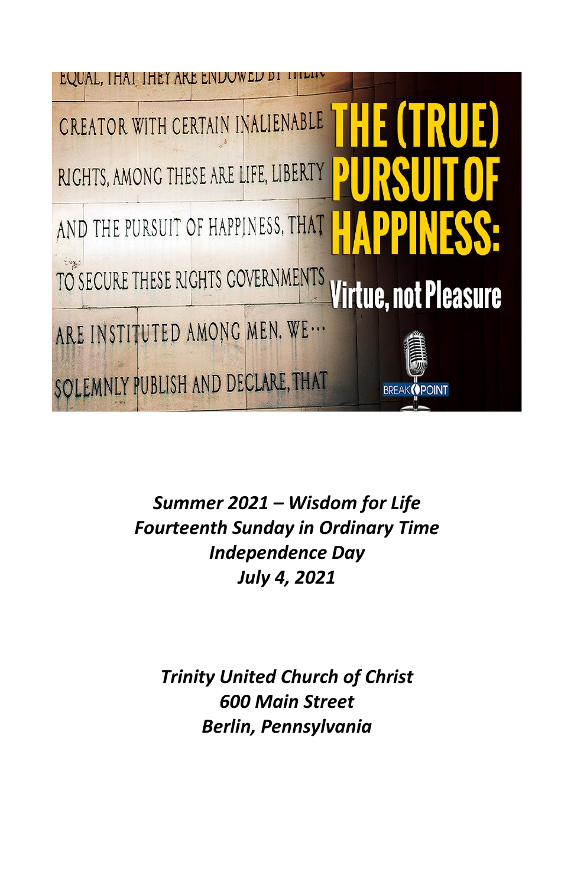EQUAL, THAT THEY ARE ENDOWED BY THEIR CREATOR WITH CERTAIN INALIENABLE RIGHTS, AMONG THESE ARE LIFE, LIBERTY AND THE PURSUIT OF HAPPINESS, THAT TO SECURE THESE RIGHTS GOVERNMENTS ARE INSTITUTED AMONG MEN. WE··· SOLEMNLY PUBLISH AND DECLARE, THAT

# THE (TRUE) PURSUIT OF HAPPINESS:

## Virtue, not Pleasure

BREAKPOINT

***Summer 2021 – Wisdom for Life***
***Fourteenth Sunday in Ordinary Time***
***Independence Day***
***July 4, 2021***

***Trinity United Church of Christ***
***600 Main Street***
***Berlin, Pennsylvania***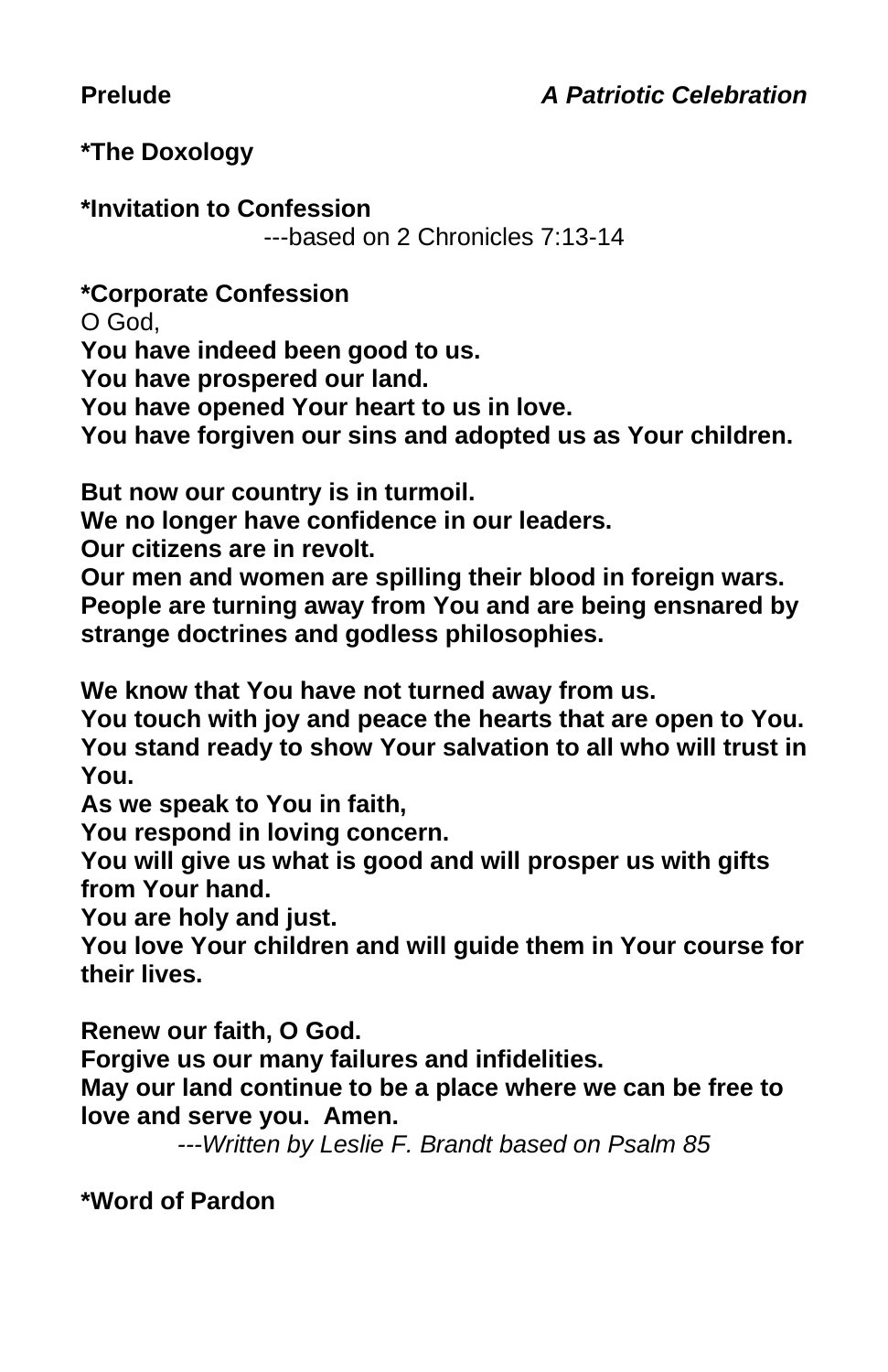**Prelude** *A Patriotic Celebration*

**\*The Doxology**

**\*Invitation to Confession**

---based on 2 Chronicles 7:13-14

**\*Corporate Confession**

O God,
**You have indeed been good to us.**
**You have prospered our land.**
**You have opened Your heart to us in love.**
**You have forgiven our sins and adopted us as Your children.**

**But now our country is in turmoil.**
**We no longer have confidence in our leaders.**
**Our citizens are in revolt.**
**Our men and women are spilling their blood in foreign wars.**
**People are turning away from You and are being ensnared by strange doctrines and godless philosophies.**

**We know that You have not turned away from us.**
**You touch with joy and peace the hearts that are open to You.**
**You stand ready to show Your salvation to all who will trust in You.**
**As we speak to You in faith,**
**You respond in loving concern.**
**You will give us what is good and will prosper us with gifts from Your hand.**
**You are holy and just.**
**You love Your children and will guide them in Your course for their lives.**

**Renew our faith, O God.**
**Forgive us our many failures and infidelities.**
**May our land continue to be a place where we can be free to love and serve you. Amen.**

*---Written by Leslie F. Brandt based on Psalm 85*

**\*Word of Pardon**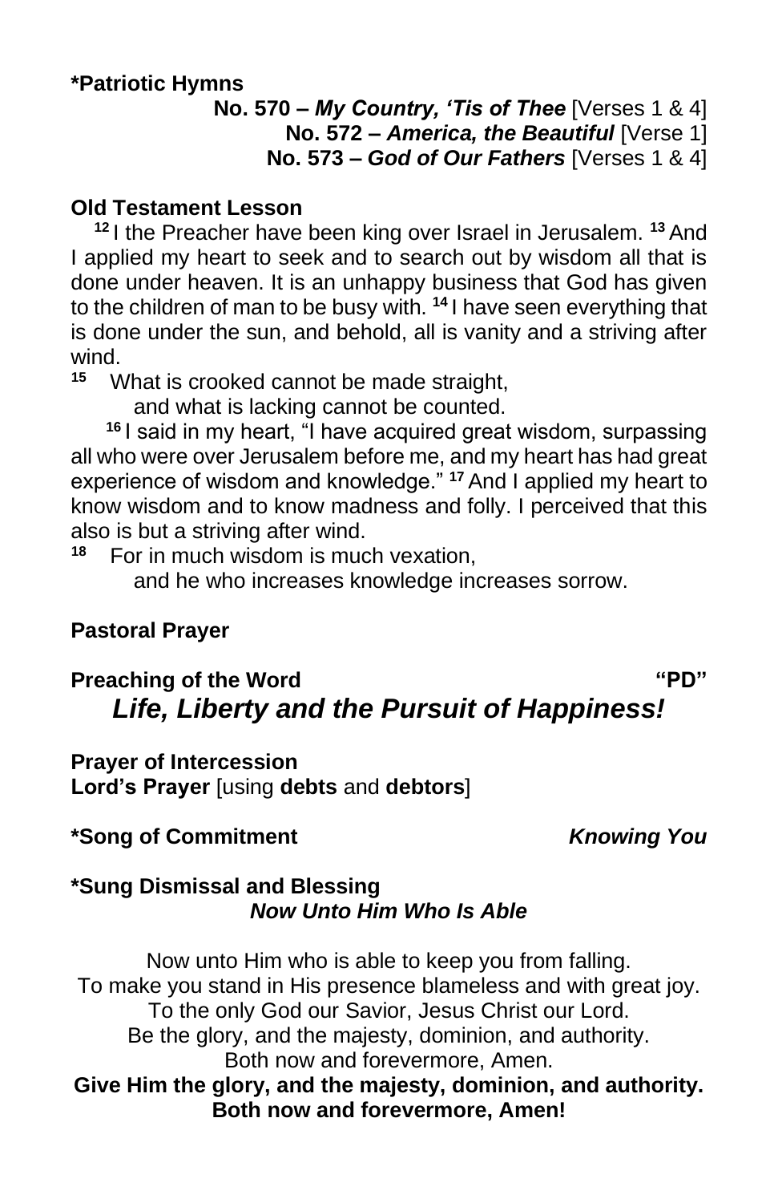**\*Patriotic Hymns**

**No. 570 – *My Country, 'Tis of Thee*** [Verses 1 & 4]
**No. 572 – *America, the Beautiful*** [Verse 1]
**No. 573 – *God of Our Fathers*** [Verses 1 & 4]

**Old Testament Lesson**

[12] I the Preacher have been king over Israel in Jerusalem. [13] And I applied my heart to seek and to search out by wisdom all that is done under heaven. It is an unhappy business that God has given to the children of man to be busy with. [14] I have seen everything that is done under the sun, and behold, all is vanity and a striving after wind.

[15] What is crooked cannot be made straight,
and what is lacking cannot be counted.

[16] I said in my heart, "I have acquired great wisdom, surpassing all who were over Jerusalem before me, and my heart has had great experience of wisdom and knowledge." [17] And I applied my heart to know wisdom and to know madness and folly. I perceived that this also is but a striving after wind.

[18] For in much wisdom is much vexation,
and he who increases knowledge increases sorrow.

**Pastoral Prayer**

**Preaching of the Word** **"PD"**

***Life, Liberty and the Pursuit of Happiness!***

**Prayer of Intercession**
**Lord's Prayer** [using **debts** and **debtors**]

**\*Song of Commitment** ***Knowing You***

**\*Sung Dismissal and Blessing**
***Now Unto Him Who Is Able***

Now unto Him who is able to keep you from falling.
To make you stand in His presence blameless and with great joy.
To the only God our Savior, Jesus Christ our Lord.
Be the glory, and the majesty, dominion, and authority.
Both now and forevermore, Amen.
**Give Him the glory, and the majesty, dominion, and authority.**
**Both now and forevermore, Amen!**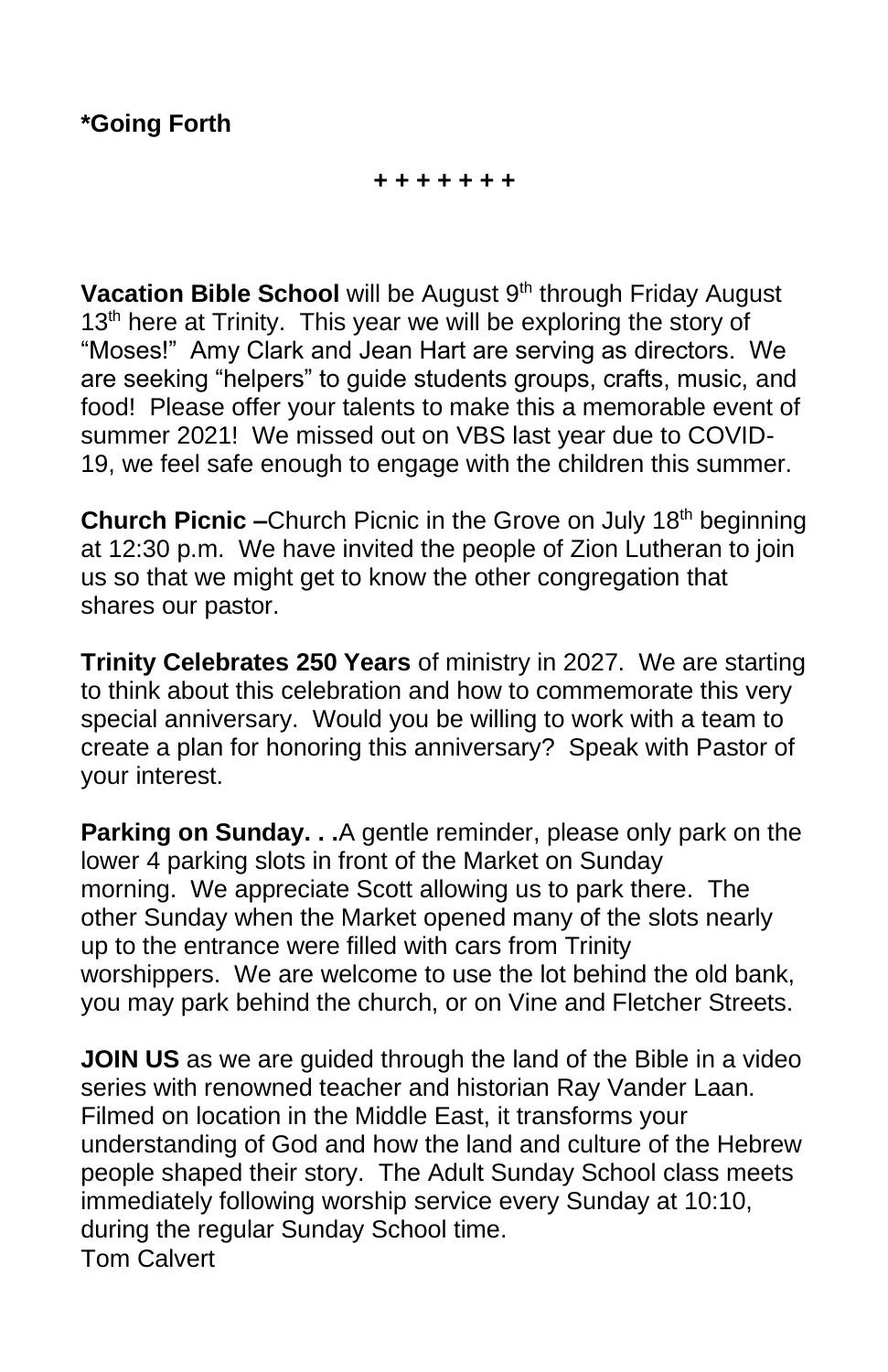**\*Going Forth**

+ + + + + + +

**Vacation Bible School** will be August 9th through Friday August 13th here at Trinity. This year we will be exploring the story of "Moses!" Amy Clark and Jean Hart are serving as directors. We are seeking "helpers" to guide students groups, crafts, music, and food! Please offer your talents to make this a memorable event of summer 2021! We missed out on VBS last year due to COVID-19, we feel safe enough to engage with the children this summer.

**Church Picnic –**Church Picnic in the Grove on July 18th beginning at 12:30 p.m. We have invited the people of Zion Lutheran to join us so that we might get to know the other congregation that shares our pastor.

**Trinity Celebrates 250 Years** of ministry in 2027. We are starting to think about this celebration and how to commemorate this very special anniversary. Would you be willing to work with a team to create a plan for honoring this anniversary? Speak with Pastor of your interest.

**Parking on Sunday. . .**A gentle reminder, please only park on the lower 4 parking slots in front of the Market on Sunday morning. We appreciate Scott allowing us to park there. The other Sunday when the Market opened many of the slots nearly up to the entrance were filled with cars from Trinity worshippers. We are welcome to use the lot behind the old bank, you may park behind the church, or on Vine and Fletcher Streets.

**JOIN US** as we are guided through the land of the Bible in a video series with renowned teacher and historian Ray Vander Laan. Filmed on location in the Middle East, it transforms your understanding of God and how the land and culture of the Hebrew people shaped their story. The Adult Sunday School class meets immediately following worship service every Sunday at 10:10, during the regular Sunday School time.
Tom Calvert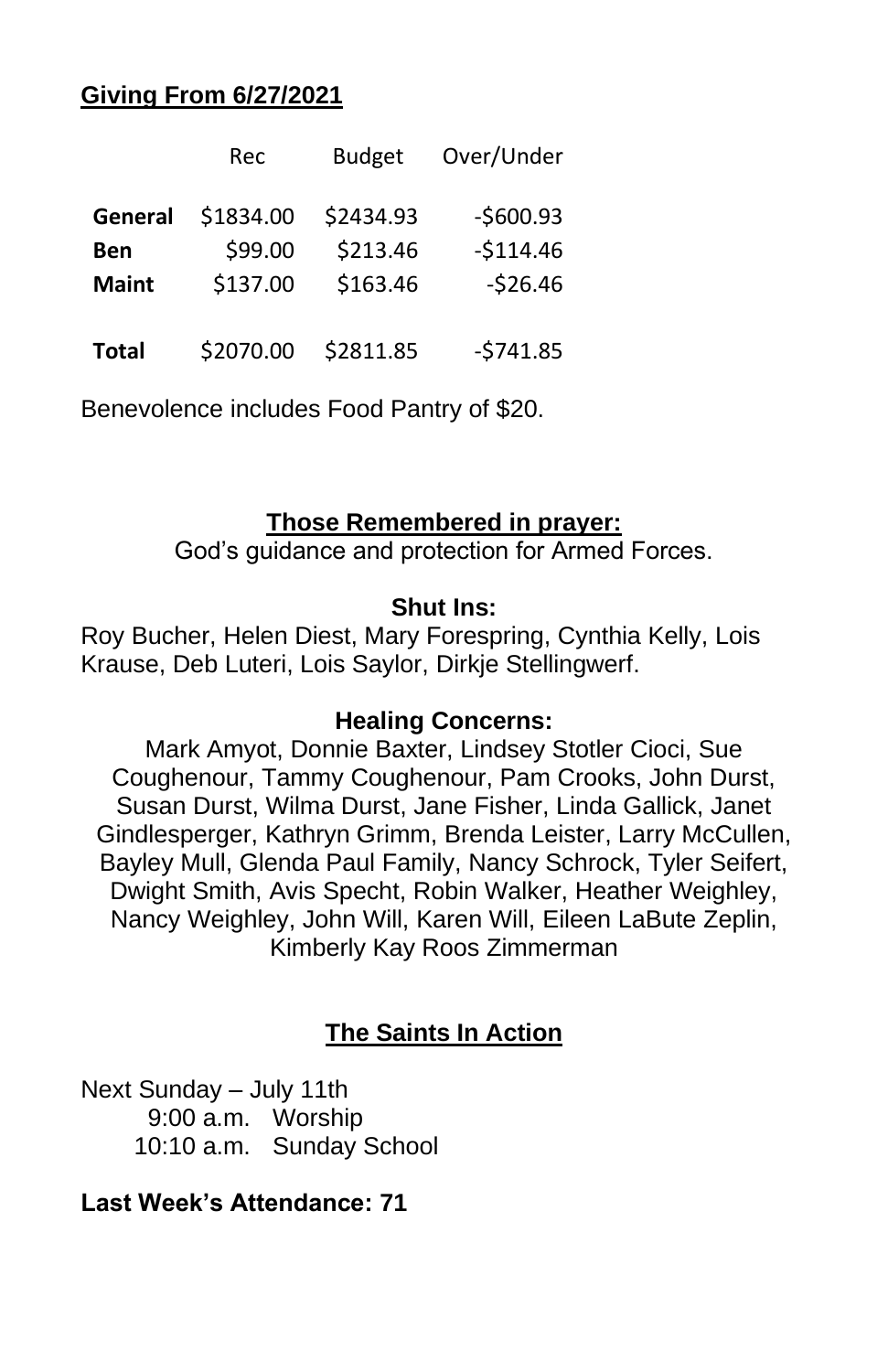## Giving From 6/27/2021

| | Rec | Budget | Over/Under |
|---|---|---|---|
| **General** | $1834.00 | $2434.93 | -$600.93 |
| **Ben** | $99.00 | $213.46 | -$114.46 |
| **Maint** | $137.00 | $163.46 | -$26.46 |
| **Total** | $2070.00 | $2811.85 | -$741.85 |

Benevolence includes Food Pantry of $20.

## Those Remembered in prayer:

God's guidance and protection for Armed Forces.

**Shut Ins:**

Roy Bucher, Helen Diest, Mary Forespring, Cynthia Kelly, Lois Krause, Deb Luteri, Lois Saylor, Dirkje Stellingwerf.

**Healing Concerns:**

Mark Amyot, Donnie Baxter, Lindsey Stotler Cioci, Sue Coughenour, Tammy Coughenour, Pam Crooks, John Durst, Susan Durst, Wilma Durst, Jane Fisher, Linda Gallick, Janet Gindlesperger, Kathryn Grimm, Brenda Leister, Larry McCullen, Bayley Mull, Glenda Paul Family, Nancy Schrock, Tyler Seifert, Dwight Smith, Avis Specht, Robin Walker, Heather Weighley, Nancy Weighley, John Will, Karen Will, Eileen LaBute Zeplin, Kimberly Kay Roos Zimmerman

## The Saints In Action

Next Sunday – July 11th

9:00 a.m. Worship
10:10 a.m. Sunday School

**Last Week's Attendance: 71**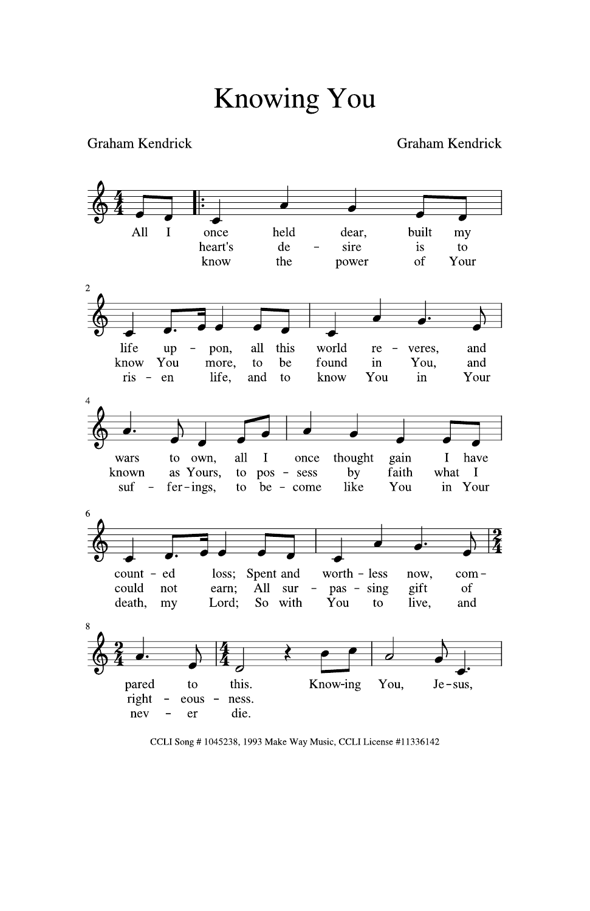# Knowing You

Graham Kendrick

Graham Kendrick

All I once held dear, built my life upon, all this world reveres, and wars to own, all I once thought gain I have counted loss; Spent and worthless now, compared to this.

heart's desire is to know You more, to be found in You, and known as Yours, to possess by faith what I could not earn; All surpassing gift of righteousness.

know the power of Your risen life, and to know You in Your sufferings, to become like You in Your death, my Lord; So with You to live, and never die.

Knowing You, Jesus,

CCLI Song # 1045238, 1993 Make Way Music, CCLI License #11336142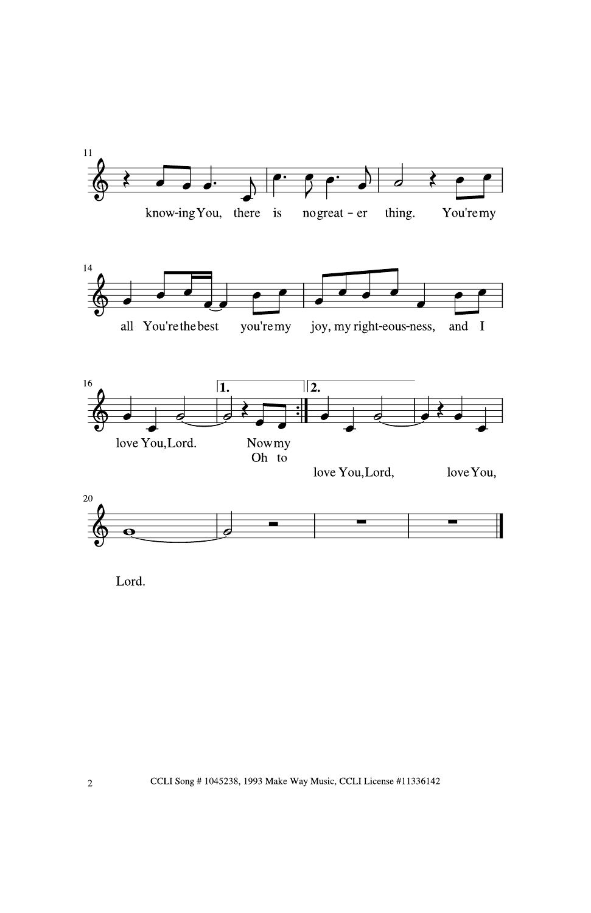11

know-ing You, there is no great - er thing. You're my

14

all You're the best you're my joy, my right-eous-ness, and I

16

1. 2.

love You, Lord. Now my
Oh to
love You, Lord, love You,

20

Lord.

CCLI Song # 1045238, 1993 Make Way Music, CCLI License #11336142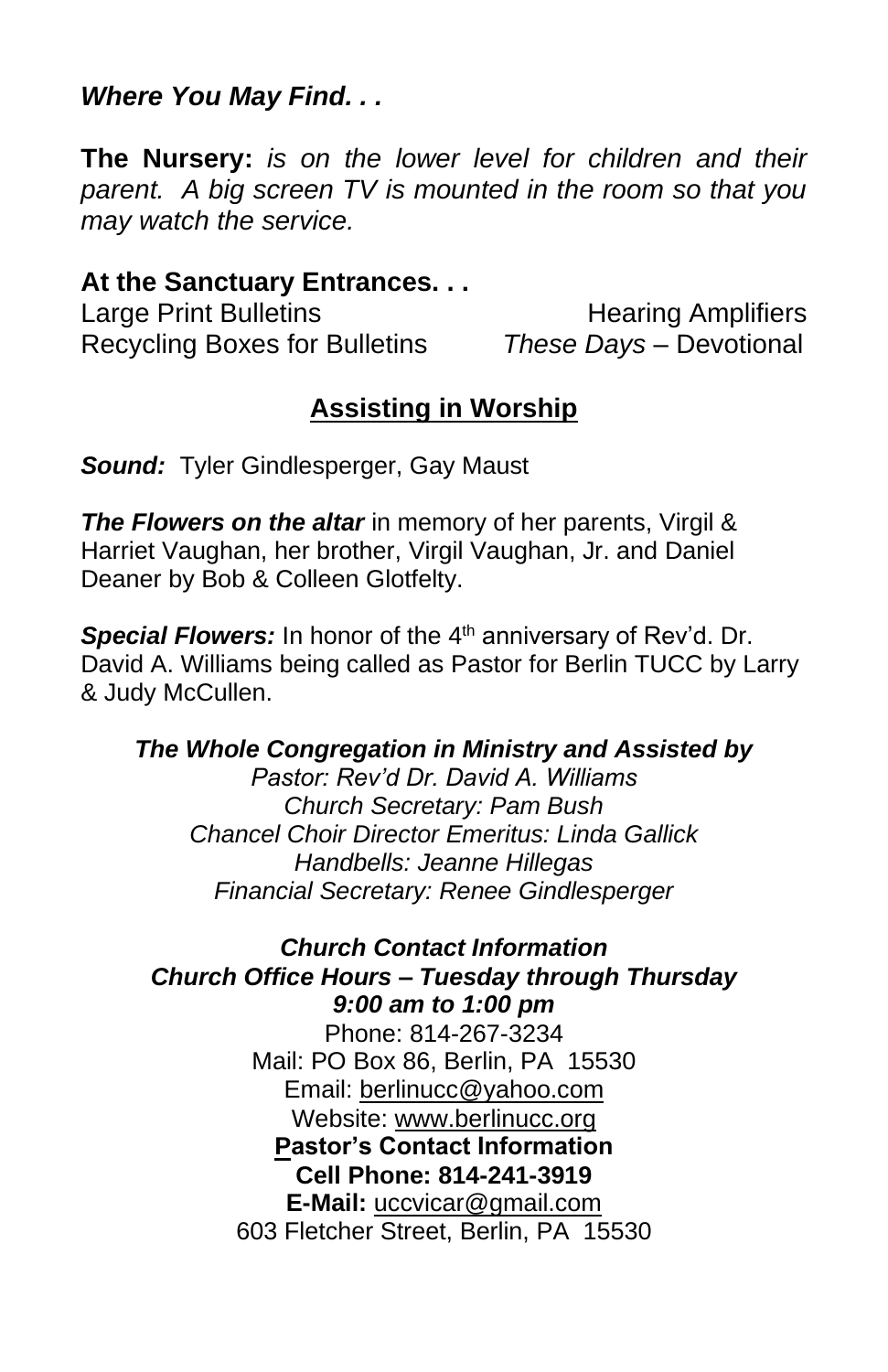***Where You May Find. . .***

**The Nursery:** *is on the lower level for children and their parent. A big screen TV is mounted in the room so that you may watch the service.*

**At the Sanctuary Entrances. . .**

Large Print Bulletins
Hearing Amplifiers
Recycling Boxes for Bulletins
*These Days* – Devotional

## Assisting in Worship

***Sound:*** Tyler Gindlesperger, Gay Maust

***The Flowers on the altar*** in memory of her parents, Virgil & Harriet Vaughan, her brother, Virgil Vaughan, Jr. and Daniel Deaner by Bob & Colleen Glotfelty.

***Special Flowers:*** In honor of the 4th anniversary of Rev'd. Dr. David A. Williams being called as Pastor for Berlin TUCC by Larry & Judy McCullen.

***The Whole Congregation in Ministry and Assisted by***

*Pastor: Rev'd Dr. David A. Williams*
*Church Secretary: Pam Bush*
*Chancel Choir Director Emeritus: Linda Gallick*
*Handbells: Jeanne Hillegas*
*Financial Secretary: Renee Gindlesperger*

***Church Contact Information***
***Church Office Hours – Tuesday through Thursday***
***9:00 am to 1:00 pm***

Phone: 814-267-3234
Mail: PO Box 86, Berlin, PA 15530
Email: berlinucc@yahoo.com
Website: www.berlinucc.org

**Pastor's Contact Information**
**Cell Phone: 814-241-3919**
**E-Mail:** uccvicar@gmail.com
603 Fletcher Street, Berlin, PA 15530